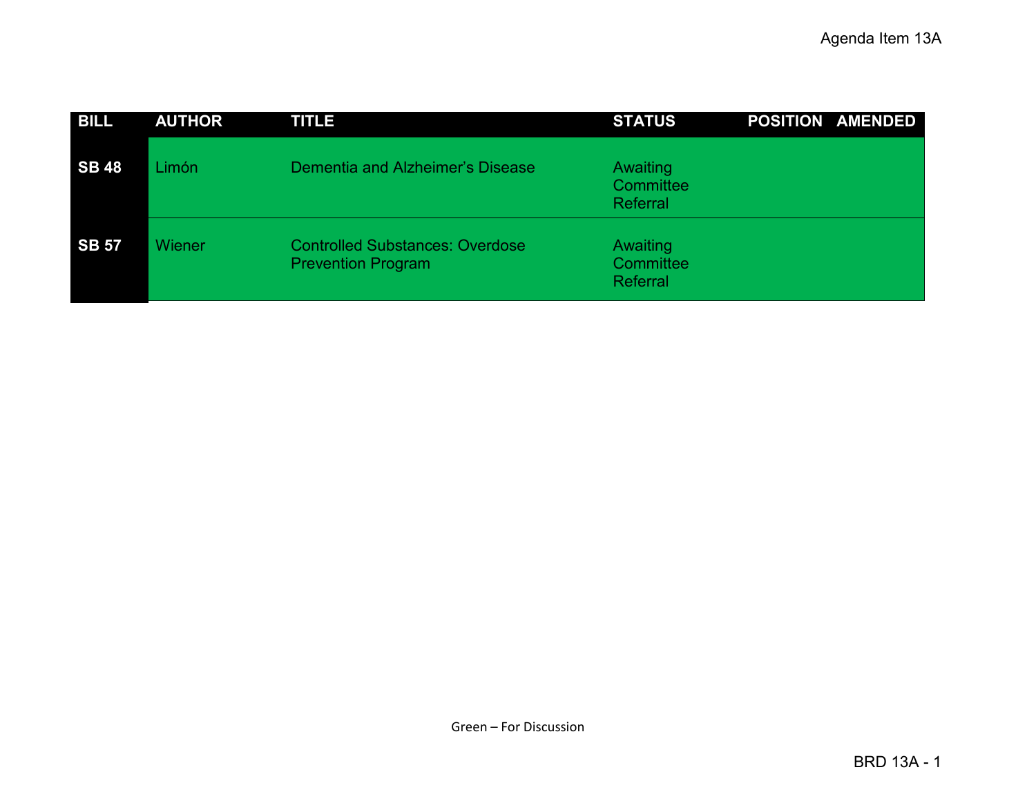Agenda Item 13A

| BILL | AUTHOR | TITLE | STATUS | POSITION | AMENDED |
| --- | --- | --- | --- | --- | --- |
| **SB 48** | Limón | Dementia and Alzheimer's Disease | Awaiting Committee Referral | | |
| **SB 57** | Wiener | Controlled Substances: Overdose Prevention Program | Awaiting Committee Referral | | |

Green – For Discussion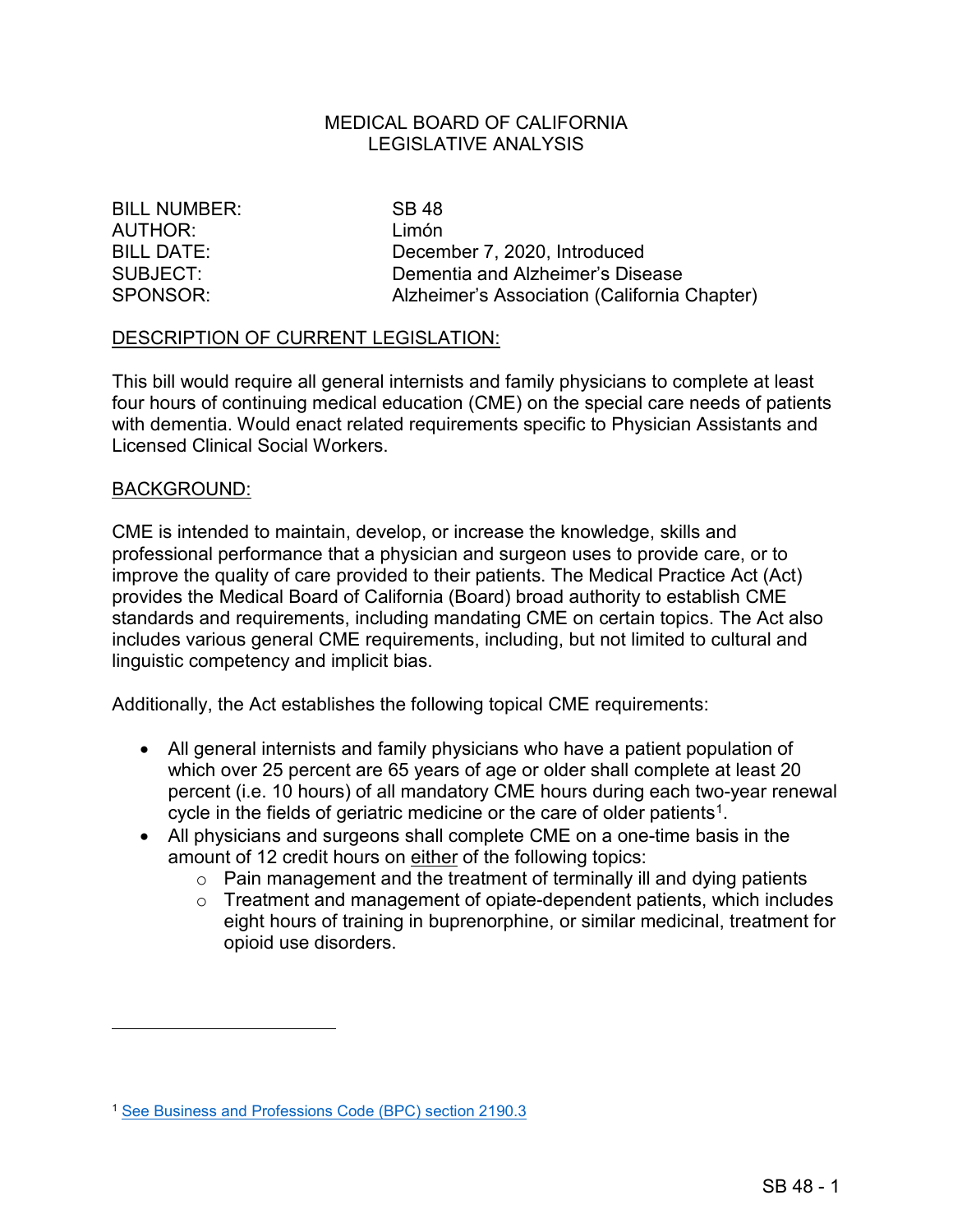MEDICAL BOARD OF CALIFORNIA
LEGISLATIVE ANALYSIS

BILL NUMBER: SB 48
AUTHOR: Limón
BILL DATE: December 7, 2020, Introduced
SUBJECT: Dementia and Alzheimer's Disease
SPONSOR: Alzheimer's Association (California Chapter)

## DESCRIPTION OF CURRENT LEGISLATION:

This bill would require all general internists and family physicians to complete at least four hours of continuing medical education (CME) on the special care needs of patients with dementia. Would enact related requirements specific to Physician Assistants and Licensed Clinical Social Workers.

## BACKGROUND:

CME is intended to maintain, develop, or increase the knowledge, skills and professional performance that a physician and surgeon uses to provide care, or to improve the quality of care provided to their patients. The Medical Practice Act (Act) provides the Medical Board of California (Board) broad authority to establish CME standards and requirements, including mandating CME on certain topics. The Act also includes various general CME requirements, including, but not limited to cultural and linguistic competency and implicit bias.

Additionally, the Act establishes the following topical CME requirements:

- All general internists and family physicians who have a patient population of which over 25 percent are 65 years of age or older shall complete at least 20 percent (i.e. 10 hours) of all mandatory CME hours during each two-year renewal cycle in the fields of geriatric medicine or the care of older patients[1].
- All physicians and surgeons shall complete CME on a one-time basis in the amount of 12 credit hours on either of the following topics:
  - Pain management and the treatment of terminally ill and dying patients
  - Treatment and management of opiate-dependent patients, which includes eight hours of training in buprenorphine, or similar medicinal, treatment for opioid use disorders.

[1] See Business and Professions Code (BPC) section 2190.3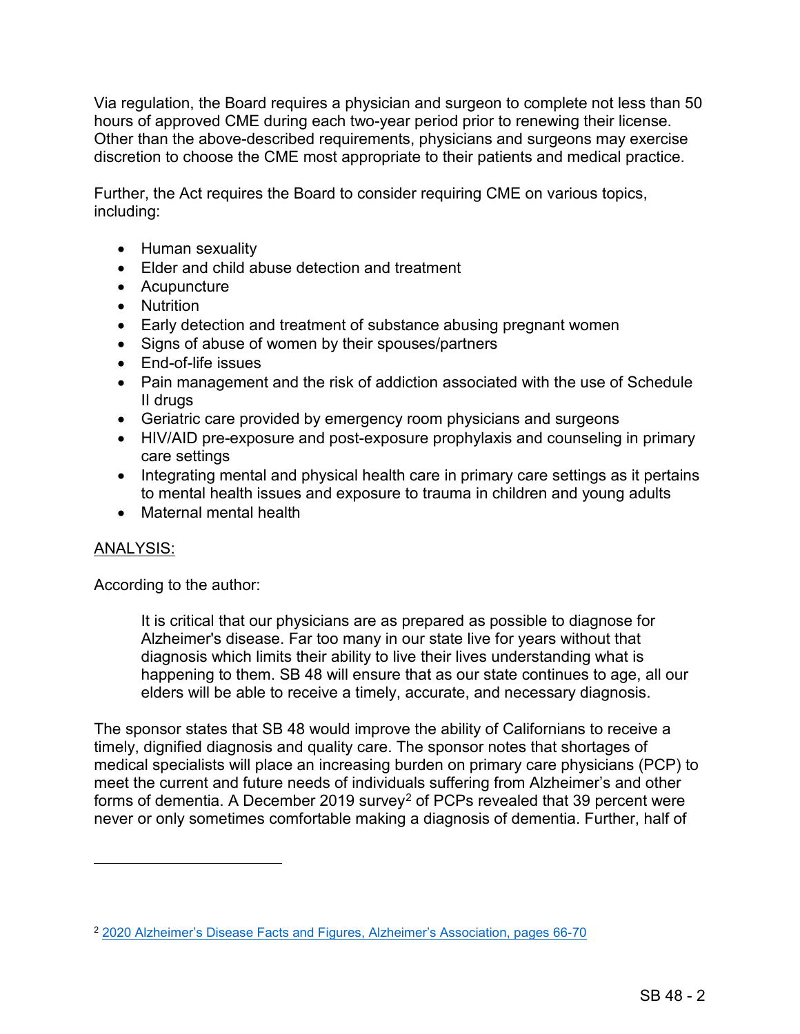Via regulation, the Board requires a physician and surgeon to complete not less than 50 hours of approved CME during each two-year period prior to renewing their license. Other than the above-described requirements, physicians and surgeons may exercise discretion to choose the CME most appropriate to their patients and medical practice.

Further, the Act requires the Board to consider requiring CME on various topics, including:

- Human sexuality
- Elder and child abuse detection and treatment
- Acupuncture
- Nutrition
- Early detection and treatment of substance abusing pregnant women
- Signs of abuse of women by their spouses/partners
- End-of-life issues
- Pain management and the risk of addiction associated with the use of Schedule II drugs
- Geriatric care provided by emergency room physicians and surgeons
- HIV/AID pre-exposure and post-exposure prophylaxis and counseling in primary care settings
- Integrating mental and physical health care in primary care settings as it pertains to mental health issues and exposure to trauma in children and young adults
- Maternal mental health

ANALYSIS:

According to the author:

> It is critical that our physicians are as prepared as possible to diagnose for Alzheimer's disease. Far too many in our state live for years without that diagnosis which limits their ability to live their lives understanding what is happening to them. SB 48 will ensure that as our state continues to age, all our elders will be able to receive a timely, accurate, and necessary diagnosis.

The sponsor states that SB 48 would improve the ability of Californians to receive a timely, dignified diagnosis and quality care. The sponsor notes that shortages of medical specialists will place an increasing burden on primary care physicians (PCP) to meet the current and future needs of individuals suffering from Alzheimer's and other forms of dementia. A December 2019 survey[2] of PCPs revealed that 39 percent were never or only sometimes comfortable making a diagnosis of dementia. Further, half of

[2] 2020 Alzheimer's Disease Facts and Figures, Alzheimer's Association, pages 66-70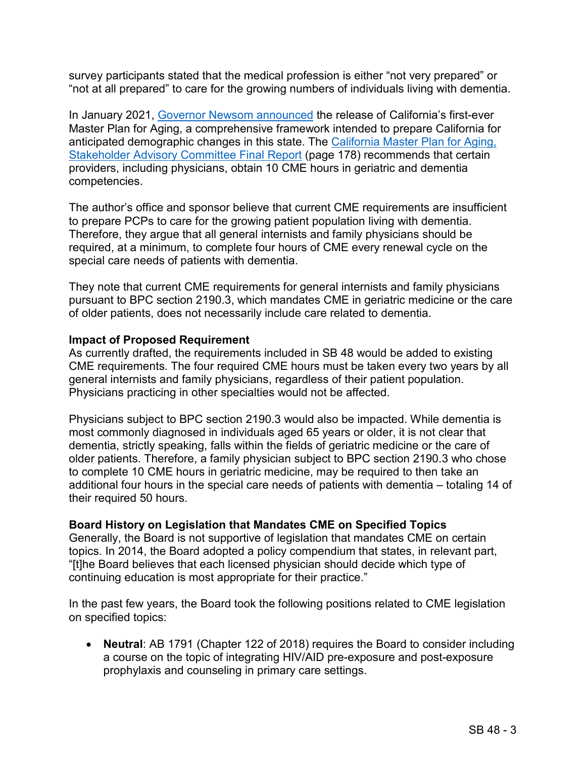survey participants stated that the medical profession is either “not very prepared” or “not at all prepared” to care for the growing numbers of individuals living with dementia.

In January 2021, Governor Newsom announced the release of California’s first-ever Master Plan for Aging, a comprehensive framework intended to prepare California for anticipated demographic changes in this state. The California Master Plan for Aging, Stakeholder Advisory Committee Final Report (page 178) recommends that certain providers, including physicians, obtain 10 CME hours in geriatric and dementia competencies.

The author’s office and sponsor believe that current CME requirements are insufficient to prepare PCPs to care for the growing patient population living with dementia. Therefore, they argue that all general internists and family physicians should be required, at a minimum, to complete four hours of CME every renewal cycle on the special care needs of patients with dementia.

They note that current CME requirements for general internists and family physicians pursuant to BPC section 2190.3, which mandates CME in geriatric medicine or the care of older patients, does not necessarily include care related to dementia.

**Impact of Proposed Requirement**

As currently drafted, the requirements included in SB 48 would be added to existing CME requirements. The four required CME hours must be taken every two years by all general internists and family physicians, regardless of their patient population. Physicians practicing in other specialties would not be affected.

Physicians subject to BPC section 2190.3 would also be impacted. While dementia is most commonly diagnosed in individuals aged 65 years or older, it is not clear that dementia, strictly speaking, falls within the fields of geriatric medicine or the care of older patients. Therefore, a family physician subject to BPC section 2190.3 who chose to complete 10 CME hours in geriatric medicine, may be required to then take an additional four hours in the special care needs of patients with dementia – totaling 14 of their required 50 hours.

**Board History on Legislation that Mandates CME on Specified Topics**

Generally, the Board is not supportive of legislation that mandates CME on certain topics. In 2014, the Board adopted a policy compendium that states, in relevant part, “[t]he Board believes that each licensed physician should decide which type of continuing education is most appropriate for their practice.”

In the past few years, the Board took the following positions related to CME legislation on specified topics:

- **Neutral**: AB 1791 (Chapter 122 of 2018) requires the Board to consider including a course on the topic of integrating HIV/AID pre-exposure and post-exposure prophylaxis and counseling in primary care settings.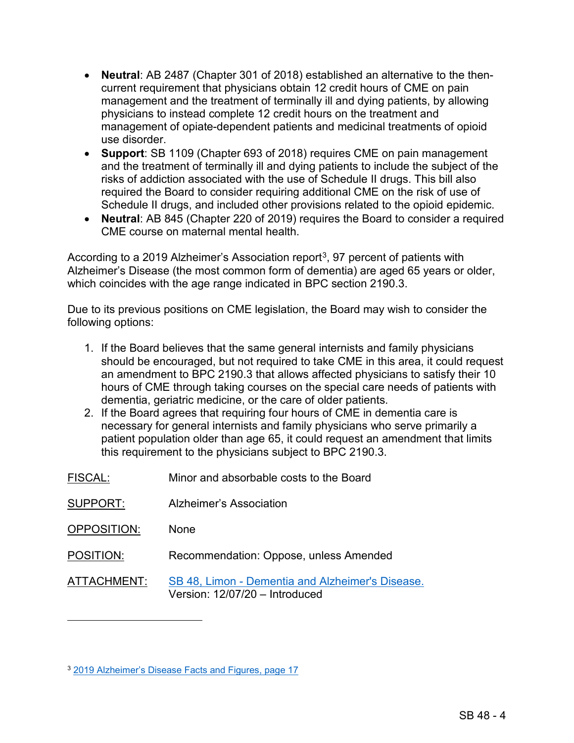- **Neutral**: AB 2487 (Chapter 301 of 2018) established an alternative to the then-current requirement that physicians obtain 12 credit hours of CME on pain management and the treatment of terminally ill and dying patients, by allowing physicians to instead complete 12 credit hours on the treatment and management of opiate-dependent patients and medicinal treatments of opioid use disorder.
- **Support**: SB 1109 (Chapter 693 of 2018) requires CME on pain management and the treatment of terminally ill and dying patients to include the subject of the risks of addiction associated with the use of Schedule II drugs. This bill also required the Board to consider requiring additional CME on the risk of use of Schedule II drugs, and included other provisions related to the opioid epidemic.
- **Neutral**: AB 845 (Chapter 220 of 2019) requires the Board to consider a required CME course on maternal mental health.

According to a 2019 Alzheimer's Association report[3], 97 percent of patients with Alzheimer's Disease (the most common form of dementia) are aged 65 years or older, which coincides with the age range indicated in BPC section 2190.3.

Due to its previous positions on CME legislation, the Board may wish to consider the following options:

1. If the Board believes that the same general internists and family physicians should be encouraged, but not required to take CME in this area, it could request an amendment to BPC 2190.3 that allows affected physicians to satisfy their 10 hours of CME through taking courses on the special care needs of patients with dementia, geriatric medicine, or the care of older patients.
2. If the Board agrees that requiring four hours of CME in dementia care is necessary for general internists and family physicians who serve primarily a patient population older than age 65, it could request an amendment that limits this requirement to the physicians subject to BPC 2190.3.

| | |
|---|---|
| FISCAL: | Minor and absorbable costs to the Board |
| SUPPORT: | Alzheimer's Association |
| OPPOSITION: | None |
| POSITION: | Recommendation: Oppose, unless Amended |
| ATTACHMENT: | SB 48, Limon - Dementia and Alzheimer's Disease. Version: 12/07/20 – Introduced |

---

[3] 2019 Alzheimer's Disease Facts and Figures, page 17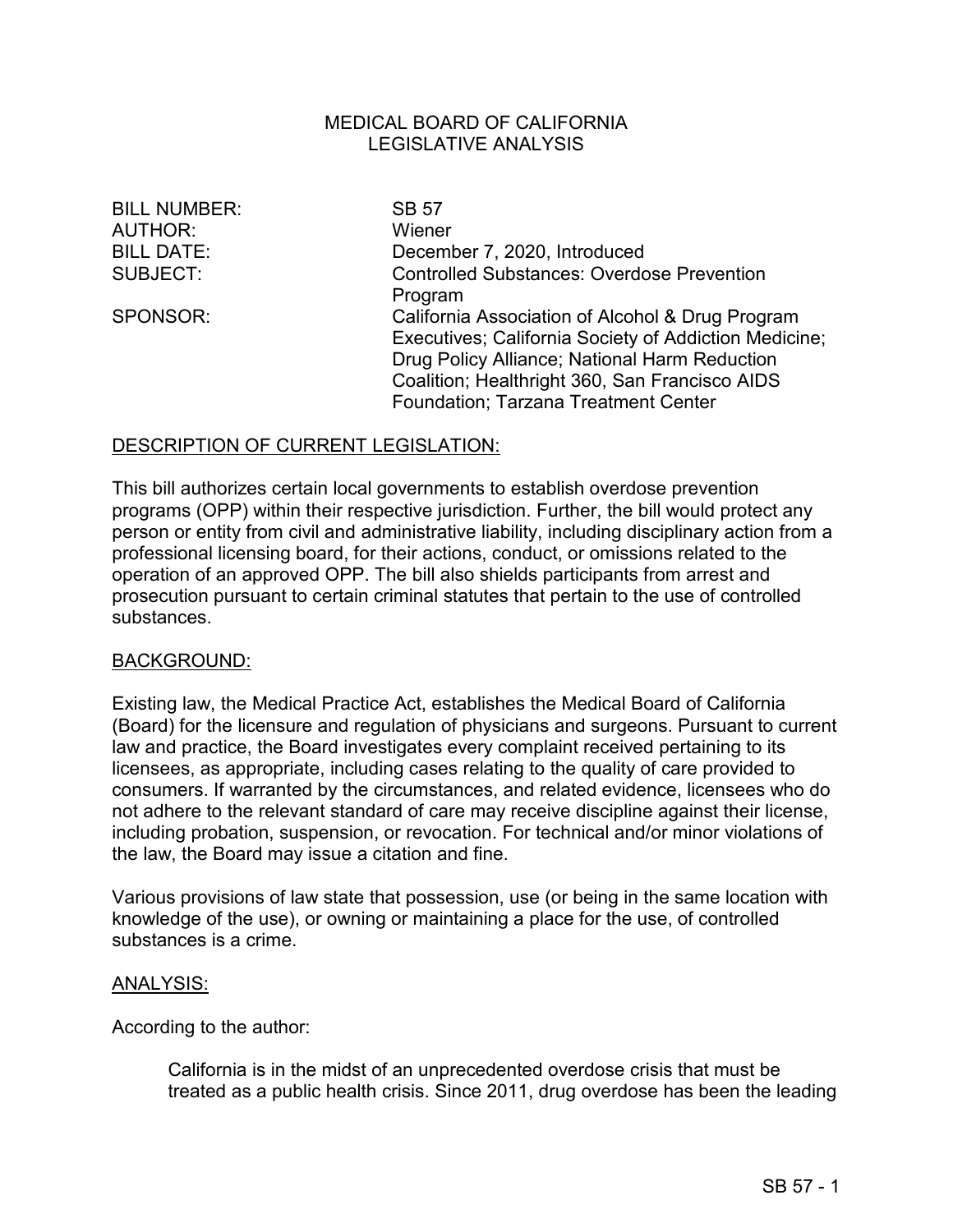MEDICAL BOARD OF CALIFORNIA
LEGISLATIVE ANALYSIS

| | |
|---|---|
| BILL NUMBER: | SB 57 |
| AUTHOR: | Wiener |
| BILL DATE: | December 7, 2020, Introduced |
| SUBJECT: | Controlled Substances: Overdose Prevention Program |
| SPONSOR: | California Association of Alcohol & Drug Program Executives; California Society of Addiction Medicine; Drug Policy Alliance; National Harm Reduction Coalition; Healthright 360, San Francisco AIDS Foundation; Tarzana Treatment Center |

## DESCRIPTION OF CURRENT LEGISLATION:

This bill authorizes certain local governments to establish overdose prevention programs (OPP) within their respective jurisdiction. Further, the bill would protect any person or entity from civil and administrative liability, including disciplinary action from a professional licensing board, for their actions, conduct, or omissions related to the operation of an approved OPP. The bill also shields participants from arrest and prosecution pursuant to certain criminal statutes that pertain to the use of controlled substances.

## BACKGROUND:

Existing law, the Medical Practice Act, establishes the Medical Board of California (Board) for the licensure and regulation of physicians and surgeons. Pursuant to current law and practice, the Board investigates every complaint received pertaining to its licensees, as appropriate, including cases relating to the quality of care provided to consumers. If warranted by the circumstances, and related evidence, licensees who do not adhere to the relevant standard of care may receive discipline against their license, including probation, suspension, or revocation. For technical and/or minor violations of the law, the Board may issue a citation and fine.

Various provisions of law state that possession, use (or being in the same location with knowledge of the use), or owning or maintaining a place for the use, of controlled substances is a crime.

## ANALYSIS:

According to the author:

> California is in the midst of an unprecedented overdose crisis that must be treated as a public health crisis. Since 2011, drug overdose has been the leading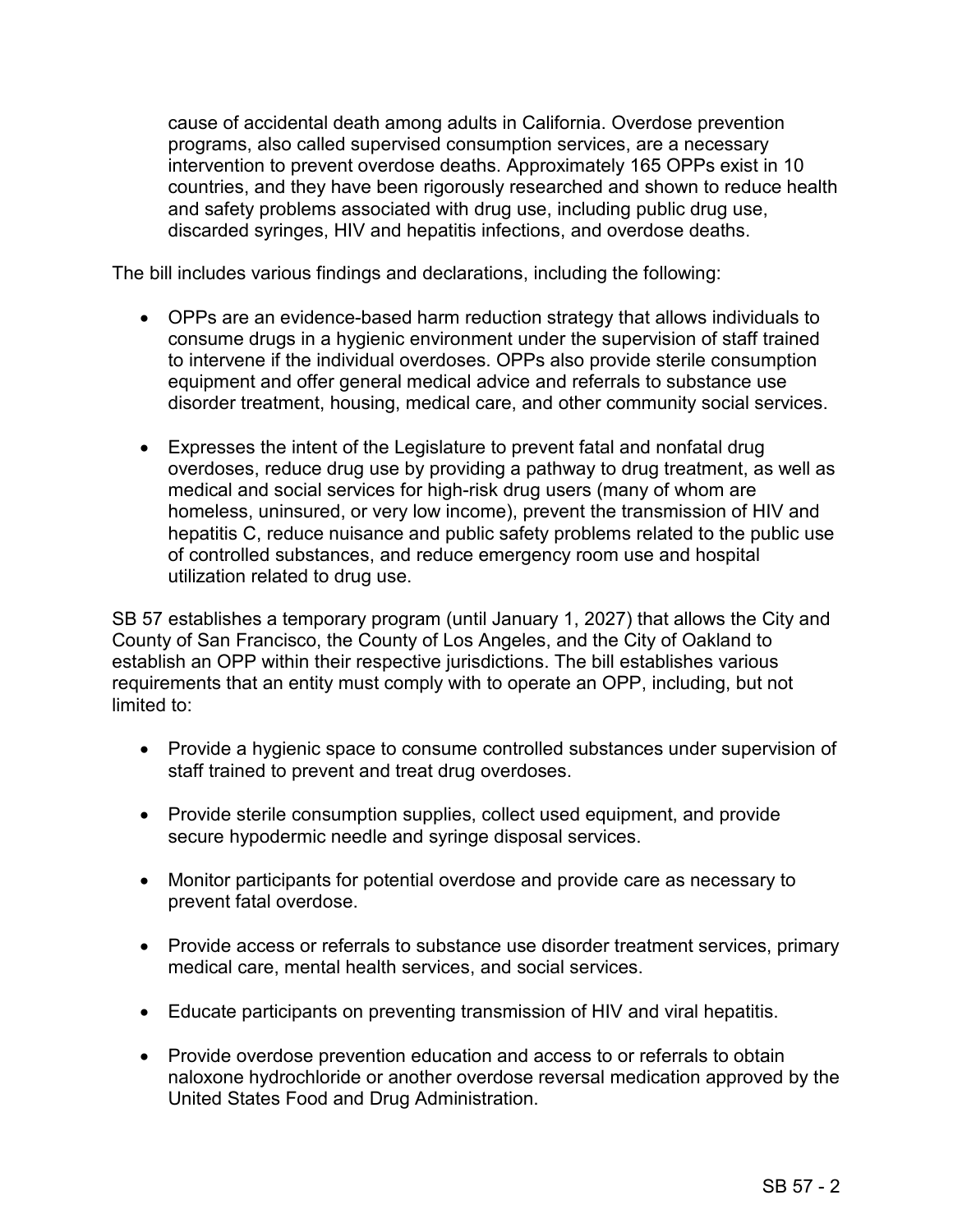cause of accidental death among adults in California. Overdose prevention programs, also called supervised consumption services, are a necessary intervention to prevent overdose deaths. Approximately 165 OPPs exist in 10 countries, and they have been rigorously researched and shown to reduce health and safety problems associated with drug use, including public drug use, discarded syringes, HIV and hepatitis infections, and overdose deaths.

The bill includes various findings and declarations, including the following:

- OPPs are an evidence-based harm reduction strategy that allows individuals to consume drugs in a hygienic environment under the supervision of staff trained to intervene if the individual overdoses. OPPs also provide sterile consumption equipment and offer general medical advice and referrals to substance use disorder treatment, housing, medical care, and other community social services.

- Expresses the intent of the Legislature to prevent fatal and nonfatal drug overdoses, reduce drug use by providing a pathway to drug treatment, as well as medical and social services for high-risk drug users (many of whom are homeless, uninsured, or very low income), prevent the transmission of HIV and hepatitis C, reduce nuisance and public safety problems related to the public use of controlled substances, and reduce emergency room use and hospital utilization related to drug use.

SB 57 establishes a temporary program (until January 1, 2027) that allows the City and County of San Francisco, the County of Los Angeles, and the City of Oakland to establish an OPP within their respective jurisdictions. The bill establishes various requirements that an entity must comply with to operate an OPP, including, but not limited to:

- Provide a hygienic space to consume controlled substances under supervision of staff trained to prevent and treat drug overdoses.

- Provide sterile consumption supplies, collect used equipment, and provide secure hypodermic needle and syringe disposal services.

- Monitor participants for potential overdose and provide care as necessary to prevent fatal overdose.

- Provide access or referrals to substance use disorder treatment services, primary medical care, mental health services, and social services.

- Educate participants on preventing transmission of HIV and viral hepatitis.

- Provide overdose prevention education and access to or referrals to obtain naloxone hydrochloride or another overdose reversal medication approved by the United States Food and Drug Administration.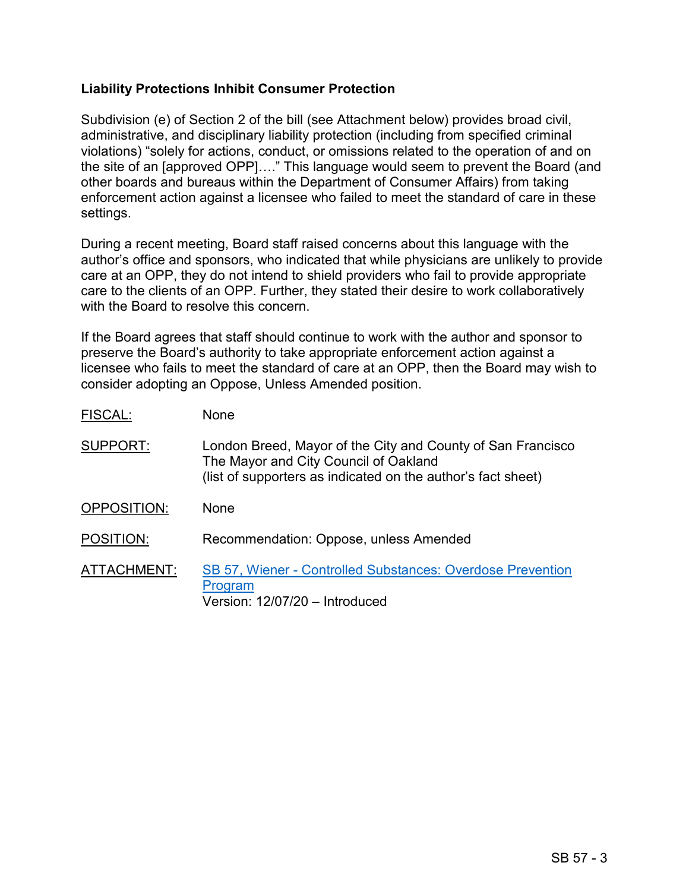**Liability Protections Inhibit Consumer Protection**

Subdivision (e) of Section 2 of the bill (see Attachment below) provides broad civil, administrative, and disciplinary liability protection (including from specified criminal violations) "solely for actions, conduct, or omissions related to the operation of and on the site of an [approved OPP]…." This language would seem to prevent the Board (and other boards and bureaus within the Department of Consumer Affairs) from taking enforcement action against a licensee who failed to meet the standard of care in these settings.

During a recent meeting, Board staff raised concerns about this language with the author's office and sponsors, who indicated that while physicians are unlikely to provide care at an OPP, they do not intend to shield providers who fail to provide appropriate care to the clients of an OPP. Further, they stated their desire to work collaboratively with the Board to resolve this concern.

If the Board agrees that staff should continue to work with the author and sponsor to preserve the Board's authority to take appropriate enforcement action against a licensee who fails to meet the standard of care at an OPP, then the Board may wish to consider adopting an Oppose, Unless Amended position.

| | |
|---|---|
| FISCAL: | None |
| SUPPORT: | London Breed, Mayor of the City and County of San Francisco<br>The Mayor and City Council of Oakland<br>(list of supporters as indicated on the author's fact sheet) |
| OPPOSITION: | None |
| POSITION: | Recommendation: Oppose, unless Amended |
| ATTACHMENT: | SB 57, Wiener - Controlled Substances: Overdose Prevention Program<br>Version: 12/07/20 – Introduced |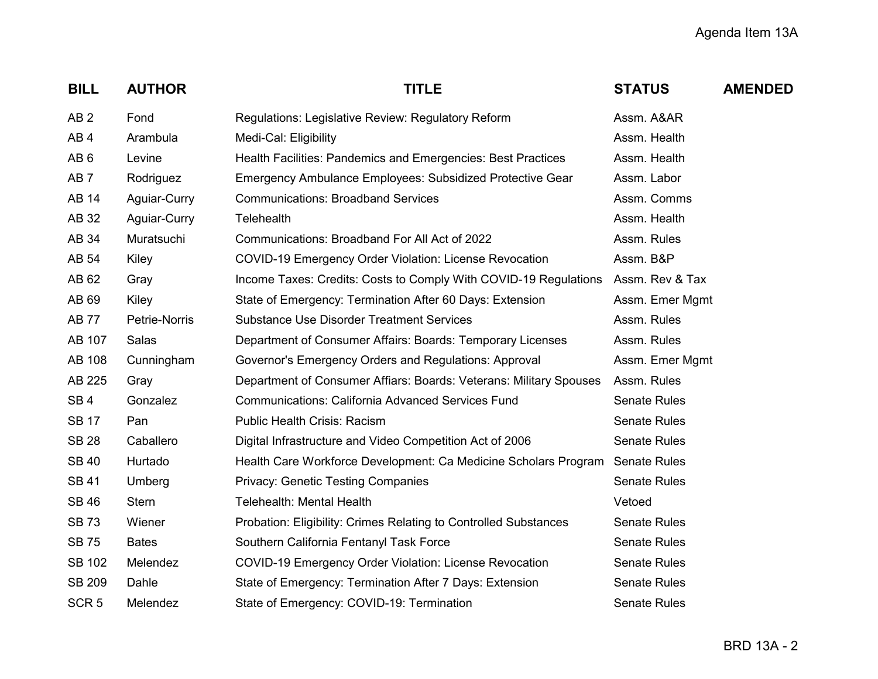Agenda Item 13A

| BILL | AUTHOR | TITLE | STATUS | AMENDED |
|---|---|---|---|---|
| AB 2 | Fond | Regulations: Legislative Review: Regulatory Reform | Assm. A&AR | |
| AB 4 | Arambula | Medi-Cal: Eligibility | Assm. Health | |
| AB 6 | Levine | Health Facilities: Pandemics and Emergencies: Best Practices | Assm. Health | |
| AB 7 | Rodriguez | Emergency Ambulance Employees: Subsidized Protective Gear | Assm. Labor | |
| AB 14 | Aguiar-Curry | Communications: Broadband Services | Assm. Comms | |
| AB 32 | Aguiar-Curry | Telehealth | Assm. Health | |
| AB 34 | Muratsuchi | Communications: Broadband For All Act of 2022 | Assm. Rules | |
| AB 54 | Kiley | COVID-19 Emergency Order Violation: License Revocation | Assm. B&P | |
| AB 62 | Gray | Income Taxes: Credits: Costs to Comply With COVID-19 Regulations | Assm. Rev & Tax | |
| AB 69 | Kiley | State of Emergency: Termination After 60 Days: Extension | Assm. Emer Mgmt | |
| AB 77 | Petrie-Norris | Substance Use Disorder Treatment Services | Assm. Rules | |
| AB 107 | Salas | Department of Consumer Affairs: Boards: Temporary Licenses | Assm. Rules | |
| AB 108 | Cunningham | Governor's Emergency Orders and Regulations: Approval | Assm. Emer Mgmt | |
| AB 225 | Gray | Department of Consumer Affiars: Boards: Veterans: Military Spouses | Assm. Rules | |
| SB 4 | Gonzalez | Communications: California Advanced Services Fund | Senate Rules | |
| SB 17 | Pan | Public Health Crisis: Racism | Senate Rules | |
| SB 28 | Caballero | Digital Infrastructure and Video Competition Act of 2006 | Senate Rules | |
| SB 40 | Hurtado | Health Care Workforce Development: Ca Medicine Scholars Program | Senate Rules | |
| SB 41 | Umberg | Privacy: Genetic Testing Companies | Senate Rules | |
| SB 46 | Stern | Telehealth: Mental Health | Vetoed | |
| SB 73 | Wiener | Probation: Eligibility: Crimes Relating to Controlled Substances | Senate Rules | |
| SB 75 | Bates | Southern California Fentanyl Task Force | Senate Rules | |
| SB 102 | Melendez | COVID-19 Emergency Order Violation: License Revocation | Senate Rules | |
| SB 209 | Dahle | State of Emergency: Termination After 7 Days: Extension | Senate Rules | |
| SCR 5 | Melendez | State of Emergency: COVID-19: Termination | Senate Rules | |

BRD 13A - 2